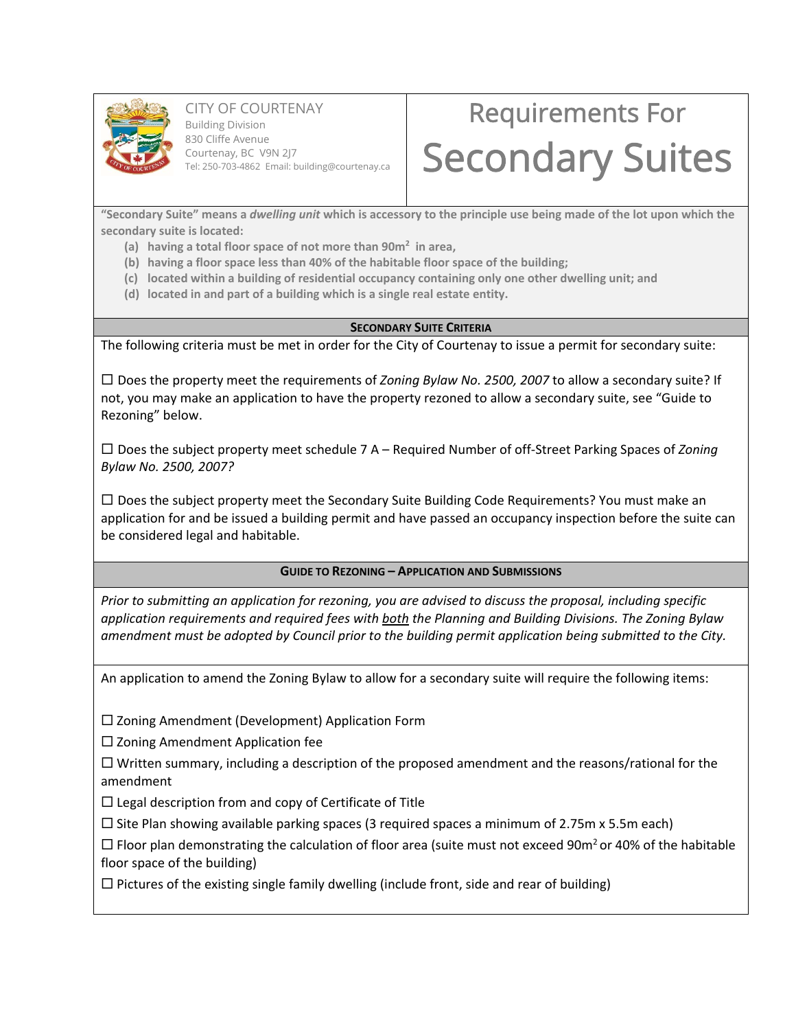CITY OF COURTENAY
Building Division
830 Cliffe Avenue
Courtenay, BC V9N 2J7
Tel: 250-703-4862 Email: building@courtenay.ca

# Requirements For Secondary Suites

**"Secondary Suite" means a *dwelling unit* which is accessory to the principle use being made of the lot upon which the secondary suite is located:**

- **(a) having a total floor space of not more than 90m² in area,**
- **(b) having a floor space less than 40% of the habitable floor space of the building;**
- **(c) located within a building of residential occupancy containing only one other dwelling unit; and**
- **(d) located in and part of a building which is a single real estate entity.**

## SECONDARY SUITE CRITERIA

The following criteria must be met in order for the City of Courtenay to issue a permit for secondary suite:

☐ Does the property meet the requirements of *Zoning Bylaw No. 2500, 2007* to allow a secondary suite? If not, you may make an application to have the property rezoned to allow a secondary suite, see "Guide to Rezoning" below.

☐ Does the subject property meet schedule 7 A – Required Number of off-Street Parking Spaces of *Zoning Bylaw No. 2500, 2007?*

☐ Does the subject property meet the Secondary Suite Building Code Requirements? You must make an application for and be issued a building permit and have passed an occupancy inspection before the suite can be considered legal and habitable.

## GUIDE TO REZONING – APPLICATION AND SUBMISSIONS

*Prior to submitting an application for rezoning, you are advised to discuss the proposal, including specific application requirements and required fees with both the Planning and Building Divisions. The Zoning Bylaw amendment must be adopted by Council prior to the building permit application being submitted to the City.*

An application to amend the Zoning Bylaw to allow for a secondary suite will require the following items:

☐ Zoning Amendment (Development) Application Form

☐ Zoning Amendment Application fee

☐ Written summary, including a description of the proposed amendment and the reasons/rational for the amendment

☐ Legal description from and copy of Certificate of Title

☐ Site Plan showing available parking spaces (3 required spaces a minimum of 2.75m x 5.5m each)

☐ Floor plan demonstrating the calculation of floor area (suite must not exceed 90m² or 40% of the habitable floor space of the building)

☐ Pictures of the existing single family dwelling (include front, side and rear of building)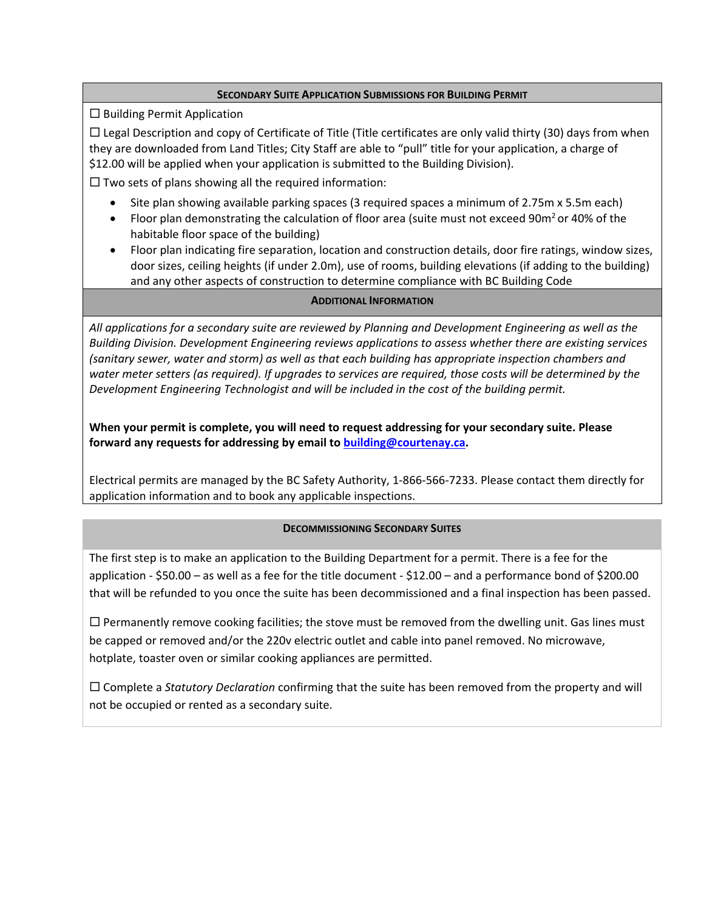## Secondary Suite Application Submissions for Building Permit

☐ Building Permit Application

☐ Legal Description and copy of Certificate of Title (Title certificates are only valid thirty (30) days from when they are downloaded from Land Titles; City Staff are able to "pull" title for your application, a charge of $12.00 will be applied when your application is submitted to the Building Division).

☐ Two sets of plans showing all the required information:

- Site plan showing available parking spaces (3 required spaces a minimum of 2.75m x 5.5m each)
- Floor plan demonstrating the calculation of floor area (suite must not exceed 90m$^2$ or 40% of the habitable floor space of the building)
- Floor plan indicating fire separation, location and construction details, door fire ratings, window sizes, door sizes, ceiling heights (if under 2.0m), use of rooms, building elevations (if adding to the building) and any other aspects of construction to determine compliance with BC Building Code

## Additional Information

*All applications for a secondary suite are reviewed by Planning and Development Engineering as well as the Building Division. Development Engineering reviews applications to assess whether there are existing services (sanitary sewer, water and storm) as well as that each building has appropriate inspection chambers and water meter setters (as required). If upgrades to services are required, those costs will be determined by the Development Engineering Technologist and will be included in the cost of the building permit.*

**When your permit is complete, you will need to request addressing for your secondary suite. Please forward any requests for addressing by email to [building@courtenay.ca](mailto:building@courtenay.ca).**

Electrical permits are managed by the BC Safety Authority, 1-866-566-7233. Please contact them directly for application information and to book any applicable inspections.

## Decommissioning Secondary Suites

The first step is to make an application to the Building Department for a permit. There is a fee for the application - $50.00 – as well as a fee for the title document - $12.00 – and a performance bond of $200.00 that will be refunded to you once the suite has been decommissioned and a final inspection has been passed.

☐ Permanently remove cooking facilities; the stove must be removed from the dwelling unit. Gas lines must be capped or removed and/or the 220v electric outlet and cable into panel removed. No microwave, hotplate, toaster oven or similar cooking appliances are permitted.

☐ Complete a *Statutory Declaration* confirming that the suite has been removed from the property and will not be occupied or rented as a secondary suite.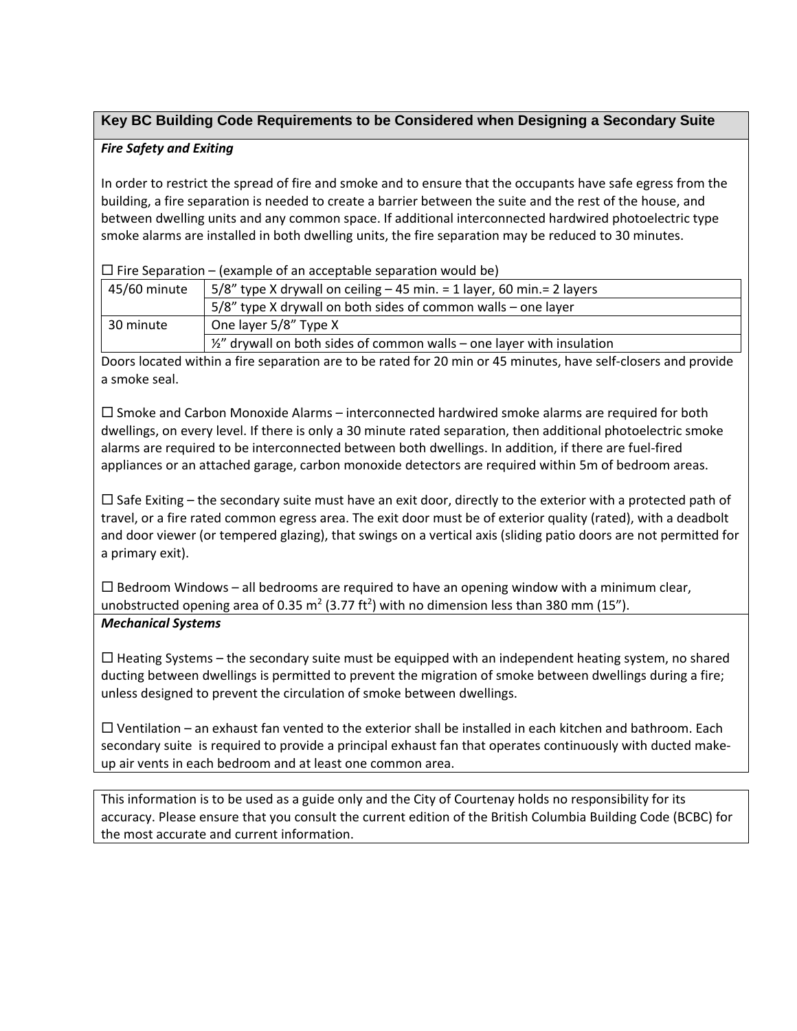## Key BC Building Code Requirements to be Considered when Designing a Secondary Suite

### *Fire Safety and Exiting*

In order to restrict the spread of fire and smoke and to ensure that the occupants have safe egress from the building, a fire separation is needed to create a barrier between the suite and the rest of the house, and between dwelling units and any common space. If additional interconnected hardwired photoelectric type smoke alarms are installed in both dwelling units, the fire separation may be reduced to 30 minutes.

☐ Fire Separation – (example of an acceptable separation would be)

| | |
|---|---|
| 45/60 minute | 5/8" type X drywall on ceiling – 45 min. = 1 layer, 60 min.= 2 layers |
| | 5/8" type X drywall on both sides of common walls – one layer |
| 30 minute | One layer 5/8" Type X |
| | ½" drywall on both sides of common walls – one layer with insulation |

Doors located within a fire separation are to be rated for 20 min or 45 minutes, have self-closers and provide a smoke seal.

☐ Smoke and Carbon Monoxide Alarms – interconnected hardwired smoke alarms are required for both dwellings, on every level. If there is only a 30 minute rated separation, then additional photoelectric smoke alarms are required to be interconnected between both dwellings. In addition, if there are fuel-fired appliances or an attached garage, carbon monoxide detectors are required within 5m of bedroom areas.

☐ Safe Exiting – the secondary suite must have an exit door, directly to the exterior with a protected path of travel, or a fire rated common egress area. The exit door must be of exterior quality (rated), with a deadbolt and door viewer (or tempered glazing), that swings on a vertical axis (sliding patio doors are not permitted for a primary exit).

☐ Bedroom Windows – all bedrooms are required to have an opening window with a minimum clear, unobstructed opening area of 0.35 $m^2$ (3.77 $ft^2$) with no dimension less than 380 mm (15").

### *Mechanical Systems*

☐ Heating Systems – the secondary suite must be equipped with an independent heating system, no shared ducting between dwellings is permitted to prevent the migration of smoke between dwellings during a fire; unless designed to prevent the circulation of smoke between dwellings.

☐ Ventilation – an exhaust fan vented to the exterior shall be installed in each kitchen and bathroom. Each secondary suite is required to provide a principal exhaust fan that operates continuously with ducted make-up air vents in each bedroom and at least one common area.

This information is to be used as a guide only and the City of Courtenay holds no responsibility for its accuracy. Please ensure that you consult the current edition of the British Columbia Building Code (BCBC) for the most accurate and current information.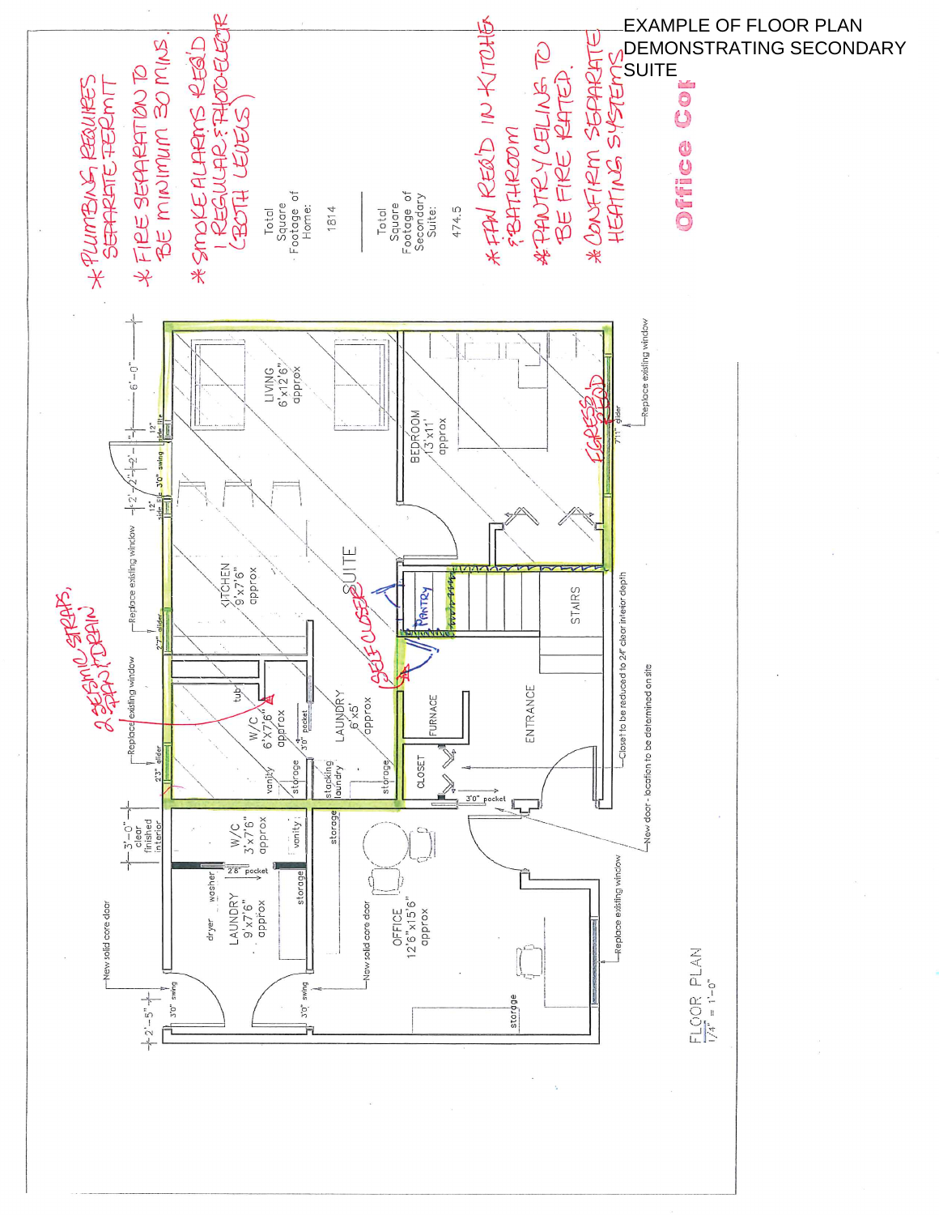EXAMPLE OF FLOOR PLAN DEMONSTRATING SECONDARY SUITE

* PLUMBING REQUIRES SEPARATE PERMIT
* FIRE SEPARATION TO BE MINIMUM 30 MINS.
* SMOKE ALARMS REQ'D 1 REGULAR & PHOTO-ELECTR (BOTH LEVELS)

Total Square Footage of Home: 1814

Total Square Footage of Secondary Suite: 474.5

* FAN REQ'D IN KITCHEN & BATHROOM
* PANTRY CEILING TO BE FIRE RATED.
* CONFIRM SEPARATE HEATING SYSTEMS

Office Co

2 SEISMIC STRAPS, PAN DRAIN

SUITE

LIVING 6'x12'6" approx

BEDROOM 13'x11' approx

EGRESS REQ'D

KITCHEN 9'x7'6" approx

W/C 6'x7'6" approx

LAUNDRY 6'x5' approx

SELF CLOSER

PANTRY

STAIRS

FURNACE

ENTRANCE

CLOSET

W/C 3'x7'6" approx

LAUNDRY 9'x7'6" approx

OFFICE 12'6"x15'6" approx

tub, vanity, storage, stacking laundry, dryer, washer

6'-0", 12", 3'0" swing, 2'-2", 2'-2", 3'-0" clear finished interior, 2'-5", 3'0" swing, 2'8" pocket, 3'0" pocket, 7'11" glider, 2'7" glider, 2'3" glider

Replace existing window

New solid core door

Closet to be reduced to 24" clear interior depth

New door - location to be determined on site

FLOOR PLAN
1/4" = 1'-0"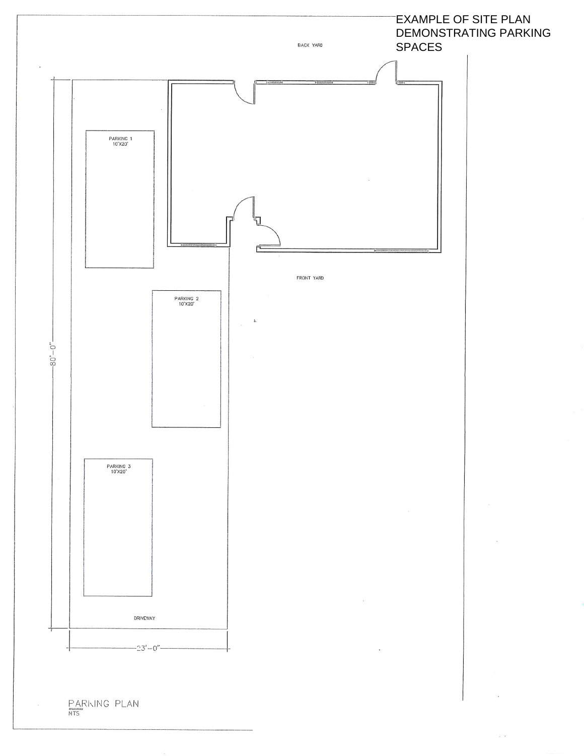EXAMPLE OF SITE PLAN DEMONSTRATING PARKING SPACES

BACK YARD

PARKING 1
10'X20'

FRONT YARD

PARKING 2
10'X20'

80'-0"

PARKING 3
10'X20'

DRIVEWAY

23'-0"

PARKING PLAN
NTS